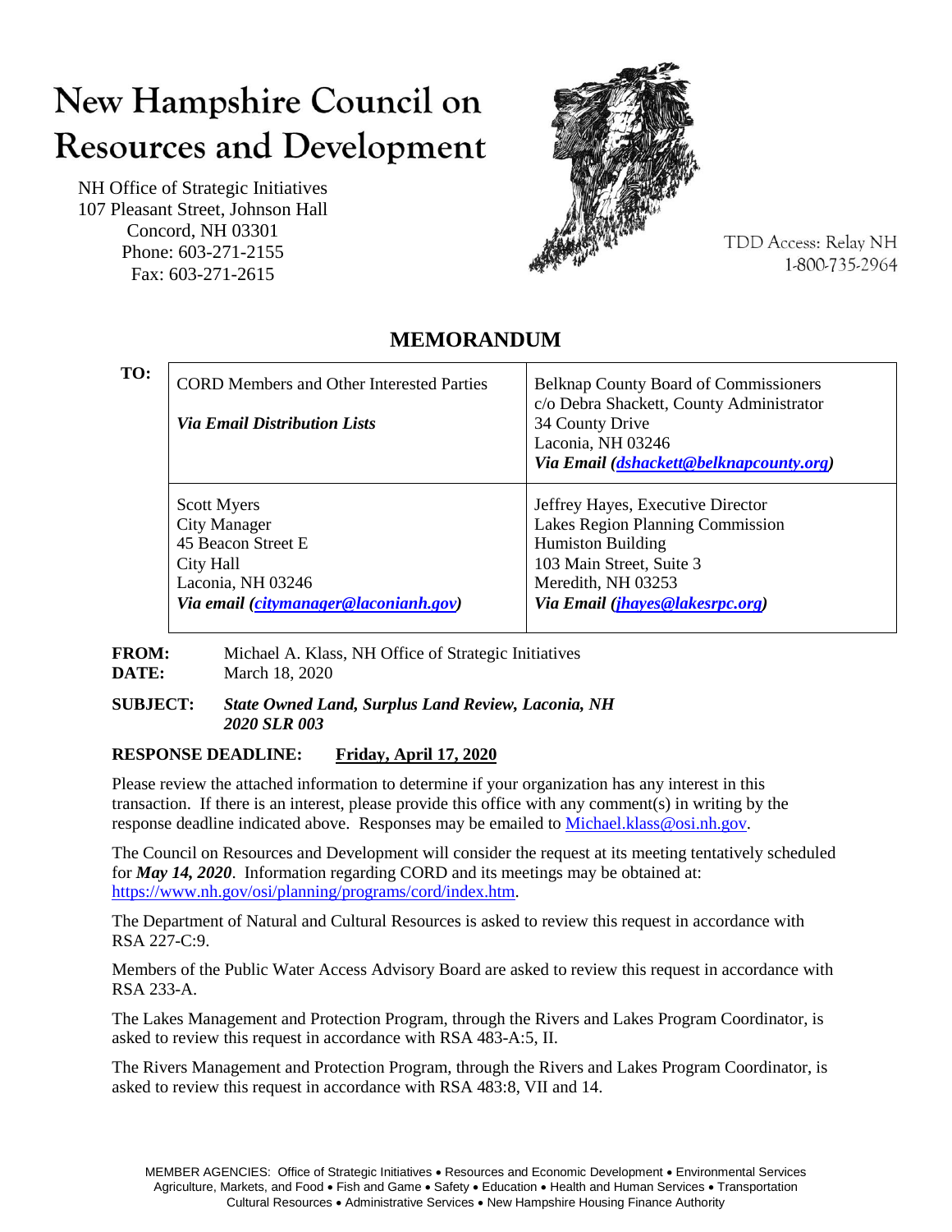# New Hampshire Council on Resources and Development

NH Office of Strategic Initiatives
107 Pleasant Street, Johnson Hall
Concord, NH 03301
Phone: 603-271-2155
Fax: 603-271-2615

TDD Access: Relay NH
1-800-735-2964

## MEMORANDUM

**TO:**

| | |
|---|---|
| CORD Members and Other Interested Parties<br><br>***Via Email Distribution Lists*** | Belknap County Board of Commissioners<br>c/o Debra Shackett, County Administrator<br>34 County Drive<br>Laconia, NH 03246<br>***Via Email (dshackett@belknapcounty.org)*** |
| Scott Myers<br>City Manager<br>45 Beacon Street E<br>City Hall<br>Laconia, NH 03246<br>***Via email (citymanager@laconianh.gov)*** | Jeffrey Hayes, Executive Director<br>Lakes Region Planning Commission<br>Humiston Building<br>103 Main Street, Suite 3<br>Meredith, NH 03253<br>***Via Email (jhayes@lakesrpc.org)*** |

**FROM:** Michael A. Klass, NH Office of Strategic Initiatives
**DATE:** March 18, 2020

**SUBJECT:** ***State Owned Land, Surplus Land Review, Laconia, NH 2020 SLR 003***

**RESPONSE DEADLINE:** **Friday, April 17, 2020**

Please review the attached information to determine if your organization has any interest in this transaction. If there is an interest, please provide this office with any comment(s) in writing by the response deadline indicated above. Responses may be emailed to Michael.klass@osi.nh.gov.

The Council on Resources and Development will consider the request at its meeting tentatively scheduled for ***May 14, 2020***. Information regarding CORD and its meetings may be obtained at: https://www.nh.gov/osi/planning/programs/cord/index.htm.

The Department of Natural and Cultural Resources is asked to review this request in accordance with RSA 227-C:9.

Members of the Public Water Access Advisory Board are asked to review this request in accordance with RSA 233-A.

The Lakes Management and Protection Program, through the Rivers and Lakes Program Coordinator, is asked to review this request in accordance with RSA 483-A:5, II.

The Rivers Management and Protection Program, through the Rivers and Lakes Program Coordinator, is asked to review this request in accordance with RSA 483:8, VII and 14.

MEMBER AGENCIES: Office of Strategic Initiatives • Resources and Economic Development • Environmental Services Agriculture, Markets, and Food • Fish and Game • Safety • Education • Health and Human Services • Transportation Cultural Resources • Administrative Services • New Hampshire Housing Finance Authority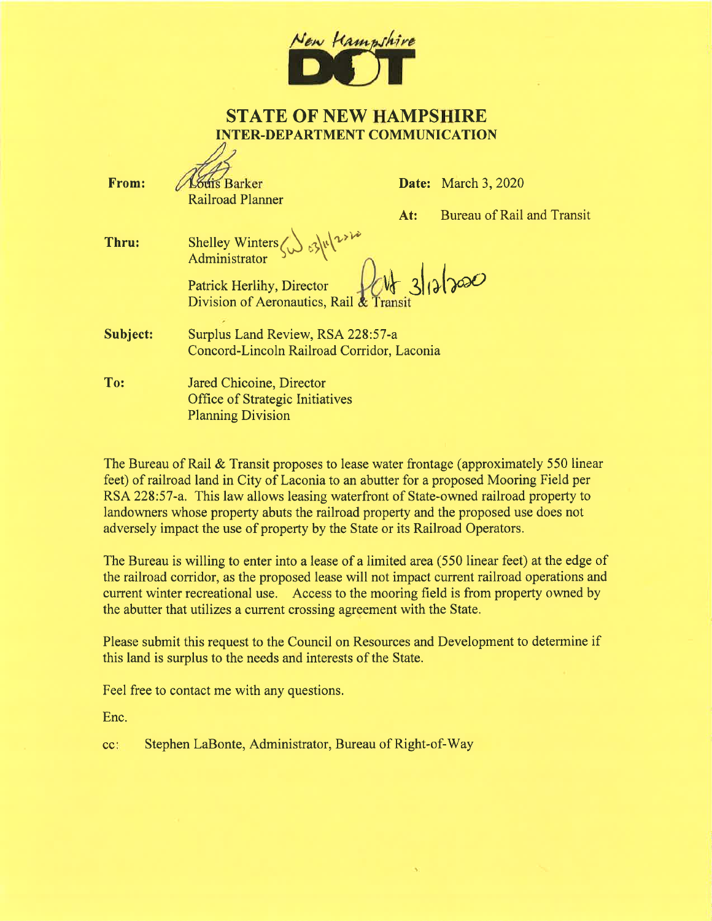New Hampshire **DOT**

## STATE OF NEW HAMPSHIRE
### INTER-DEPARTMENT COMMUNICATION

**From:** Louis Barker
Railroad Planner

**Date:** March 3, 2020

**At:** Bureau of Rail and Transit

**Thru:** Shelley Winters
Administrator

Patrick Herlihy, Director
Division of Aeronautics, Rail & Transit

**Subject:** Surplus Land Review, RSA 228:57-a
Concord-Lincoln Railroad Corridor, Laconia

**To:** Jared Chicoine, Director
Office of Strategic Initiatives
Planning Division

The Bureau of Rail & Transit proposes to lease water frontage (approximately 550 linear feet) of railroad land in City of Laconia to an abutter for a proposed Mooring Field per RSA 228:57-a. This law allows leasing waterfront of State-owned railroad property to landowners whose property abuts the railroad property and the proposed use does not adversely impact the use of property by the State or its Railroad Operators.

The Bureau is willing to enter into a lease of a limited area (550 linear feet) at the edge of the railroad corridor, as the proposed lease will not impact current railroad operations and current winter recreational use. Access to the mooring field is from property owned by the abutter that utilizes a current crossing agreement with the State.

Please submit this request to the Council on Resources and Development to determine if this land is surplus to the needs and interests of the State.

Feel free to contact me with any questions.

Enc.

cc: Stephen LaBonte, Administrator, Bureau of Right-of-Way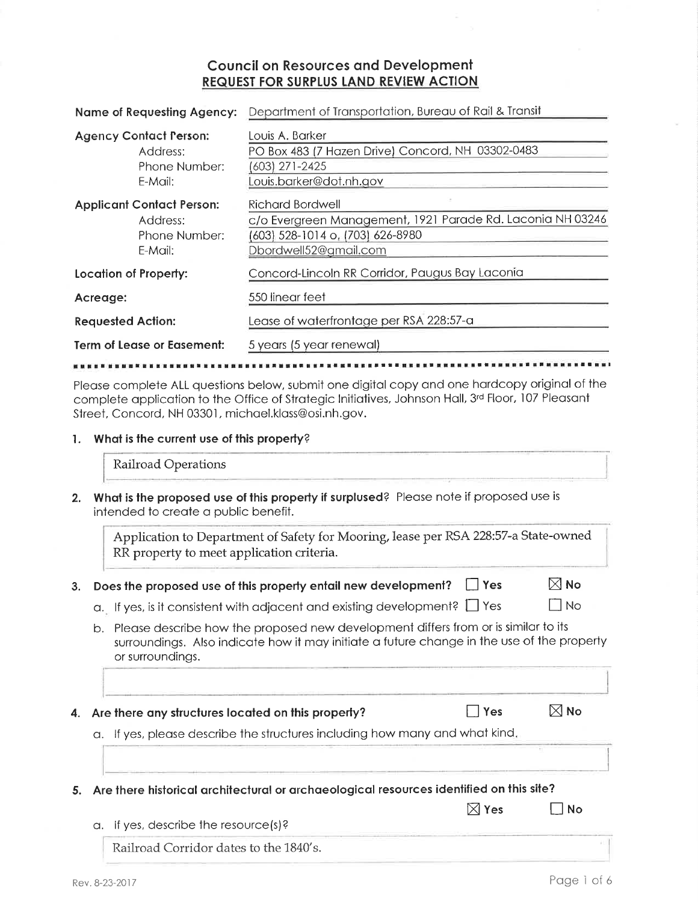## Council on Resources and Development
## REQUEST FOR SURPLUS LAND REVIEW ACTION

| | |
|---|---|
| **Name of Requesting Agency:** | Department of Transportation, Bureau of Rail & Transit |
| **Agency Contact Person:** | Louis A. Barker |
| Address: | PO Box 483 (7 Hazen Drive) Concord, NH 03302-0483 |
| Phone Number: | (603) 271-2425 |
| E-Mail: | Louis.barker@dot.nh.gov |
| **Applicant Contact Person:** | Richard Bordwell |
| Address: | c/o Evergreen Management, 1921 Parade Rd. Laconia NH 03246 |
| Phone Number: | (603) 528-1014 o, (703) 626-8980 |
| E-Mail: | Dbordwell52@gmail.com |
| **Location of Property:** | Concord-Lincoln RR Corridor, Paugus Bay Laconia |
| **Acreage:** | 550 linear feet |
| **Requested Action:** | Lease of waterfrontage per RSA 228:57-a |
| **Term of Lease or Easement:** | 5 years (5 year renewal) |

Please complete ALL questions below, submit one digital copy and one hardcopy original of the complete application to the Office of Strategic Initiatives, Johnson Hall, 3rd Floor, 107 Pleasant Street, Concord, NH 03301, michael.klass@osi.nh.gov.

1. **What is the current use of this property?**

   Railroad Operations

2. **What is the proposed use of this property if surplused?** Please note if proposed use is intended to create a public benefit.

   Application to Department of Safety for Mooring, lease per RSA 228:57-a State-owned RR property to meet application criteria.

3. **Does the proposed use of this property entail new development?** ☐ Yes ☒ No

   a. If yes, is it consistent with adjacent and existing development? ☐ Yes ☐ No

   b. Please describe how the proposed new development differs from or is similar to its surroundings. Also indicate how it may initiate a future change in the use of the property or surroundings.

4. **Are there any structures located on this property?** ☐ Yes ☒ No

   a. If yes, please describe the structures including how many and what kind.

5. **Are there historical architectural or archaeological resources identified on this site?** ☒ Yes ☐ No

   a. If yes, describe the resource(s)?

   Railroad Corridor dates to the 1840's.

Rev. 8-23-2017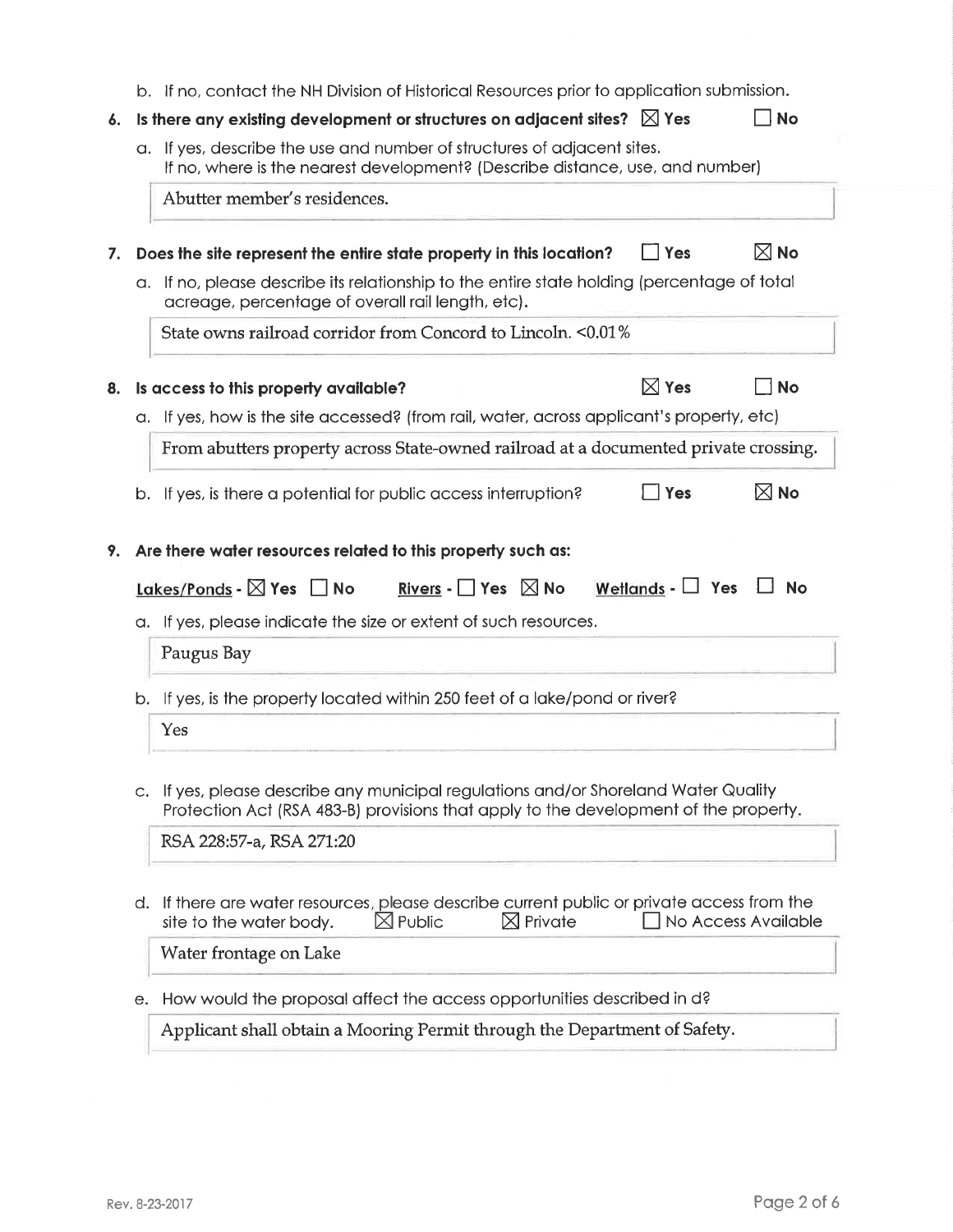b. If no, contact the NH Division of Historical Resources prior to application submission.

**6. Is there any existing development or structures on adjacent sites?** ☒ **Yes** ☐ **No**

a. If yes, describe the use and number of structures of adjacent sites.
If no, where is the nearest development? (Describe distance, use, and number)

Abutter member's residences.

**7. Does the site represent the entire state property in this location?** ☐ **Yes** ☒ **No**

a. If no, please describe its relationship to the entire state holding (percentage of total acreage, percentage of overall rail length, etc).

State owns railroad corridor from Concord to Lincoln. <0.01%

**8. Is access to this property available?** ☒ **Yes** ☐ **No**

a. If yes, how is the site accessed? (from rail, water, across applicant's property, etc)

From abutters property across State-owned railroad at a documented private crossing.

b. If yes, is there a potential for public access interruption? ☐ **Yes** ☒ **No**

**9. Are there water resources related to this property such as:**

**Lakes/Ponds** - ☒ **Yes** ☐ **No** **Rivers** - ☐ **Yes** ☒ **No** **Wetlands** - ☐ **Yes** ☐ **No**

a. If yes, please indicate the size or extent of such resources.

Paugus Bay

b. If yes, is the property located within 250 feet of a lake/pond or river?

Yes

c. If yes, please describe any municipal regulations and/or Shoreland Water Quality Protection Act (RSA 483-B) provisions that apply to the development of the property.

RSA 228:57-a, RSA 271:20

d. If there are water resources, please describe current public or private access from the site to the water body. ☒ Public ☒ Private ☐ No Access Available

Water frontage on Lake

e. How would the proposal affect the access opportunities described in d?

Applicant shall obtain a Mooring Permit through the Department of Safety.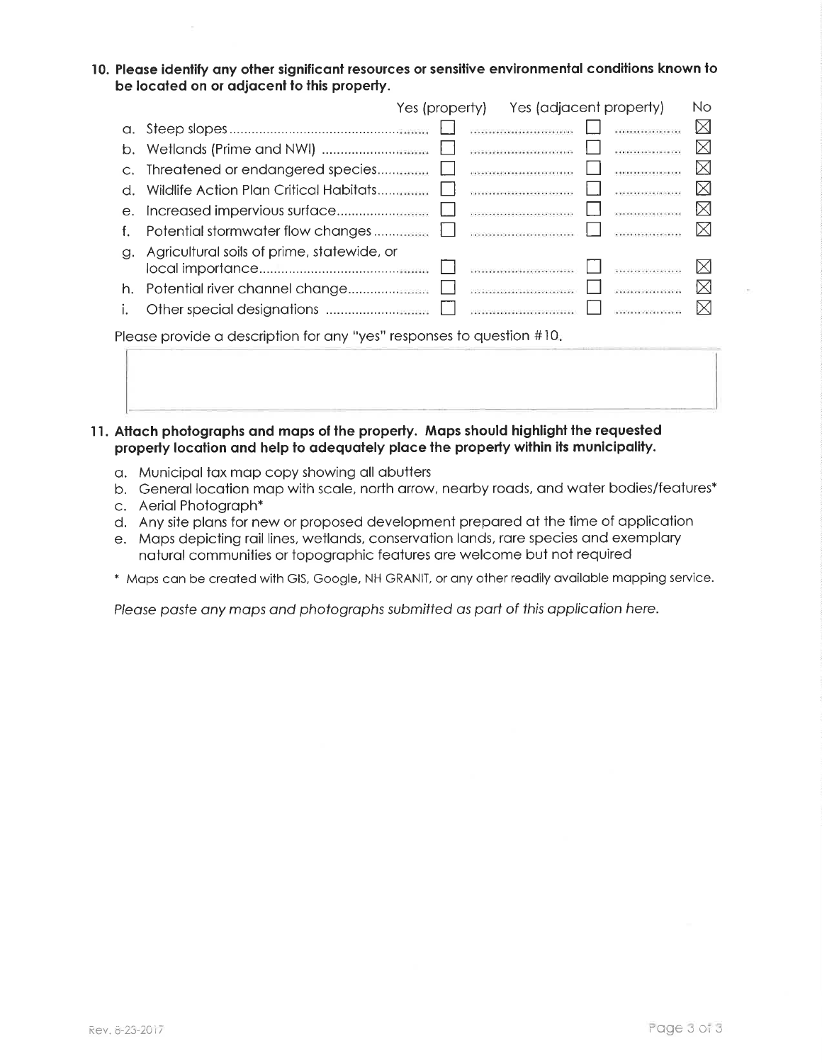**10. Please identify any other significant resources or sensitive environmental conditions known to be located on or adjacent to this property.**

| | Yes (property) | Yes (adjacent property) | No |
|---|---|---|---|
| a. Steep slopes | ☐ | ☐ | ☒ |
| b. Wetlands (Prime and NWI) | ☐ | ☐ | ☒ |
| c. Threatened or endangered species | ☐ | ☐ | ☒ |
| d. Wildlife Action Plan Critical Habitats | ☐ | ☐ | ☒ |
| e. Increased impervious surface | ☐ | ☐ | ☒ |
| f. Potential stormwater flow changes | ☐ | ☐ | ☒ |
| g. Agricultural soils of prime, statewide, or local importance | ☐ | ☐ | ☒ |
| h. Potential river channel change | ☐ | ☐ | ☒ |
| i. Other special designations | ☐ | ☐ | ☒ |

Please provide a description for any "yes" responses to question #10.

**11. Attach photographs and maps of the property. Maps should highlight the requested property location and help to adequately place the property within its municipality.**

a. Municipal tax map copy showing all abutters
b. General location map with scale, north arrow, nearby roads, and water bodies/features*
c. Aerial Photograph*
d. Any site plans for new or proposed development prepared at the time of application
e. Maps depicting rail lines, wetlands, conservation lands, rare species and exemplary natural communities or topographic features are welcome but not required

\* Maps can be created with GIS, Google, NH GRANIT, or any other readily available mapping service.

*Please paste any maps and photographs submitted as part of this application here.*

Rev. 8-23-2017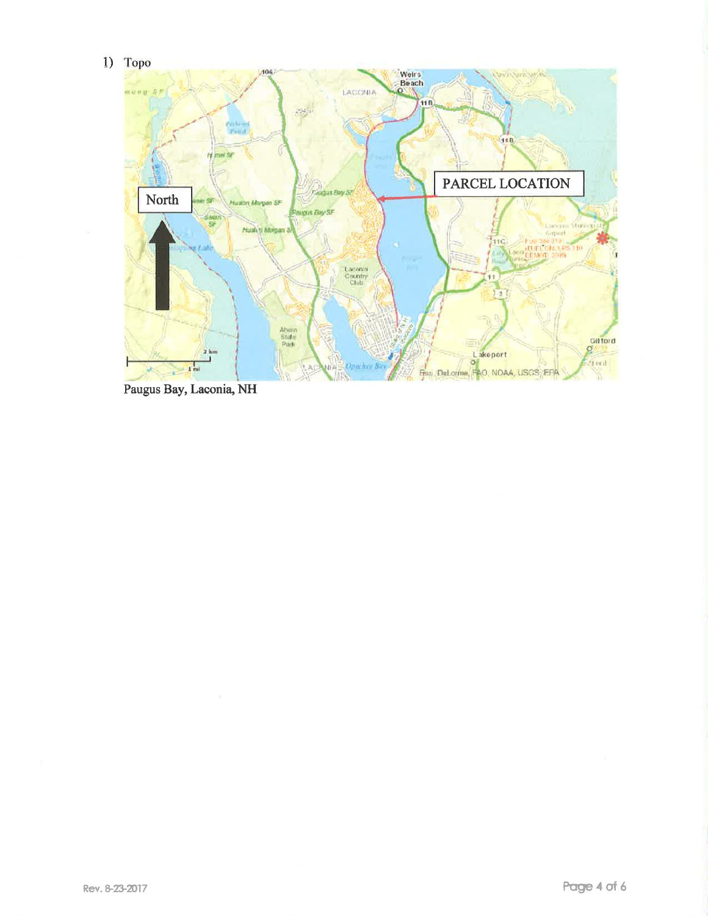1) Topo

Paugus Bay, Laconia, NH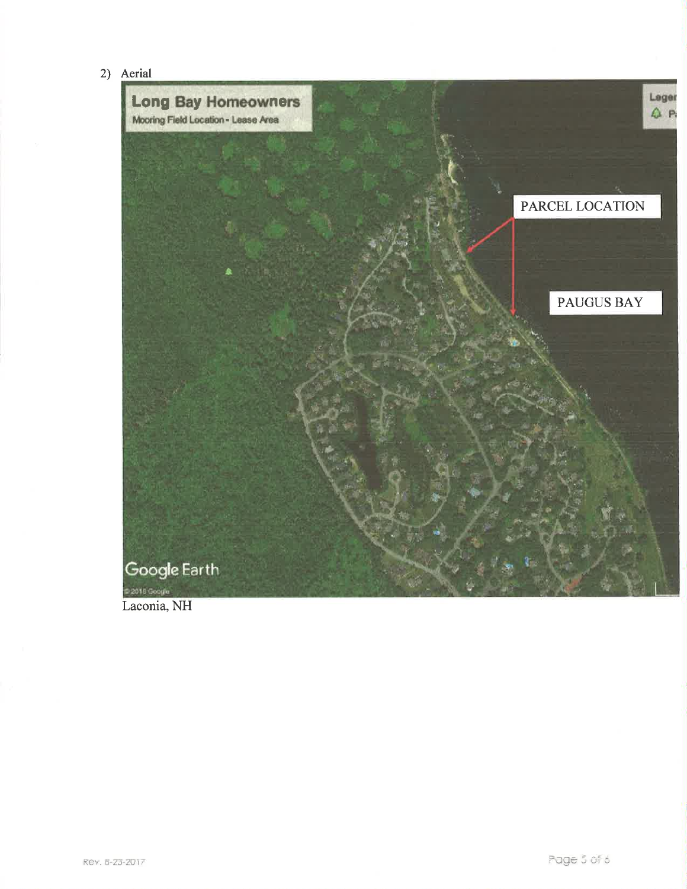2) Aerial

Long Bay Homeowners

Mooring Field Location - Lease Area

PARCEL LOCATION

PAUGUS BAY

Laconia, NH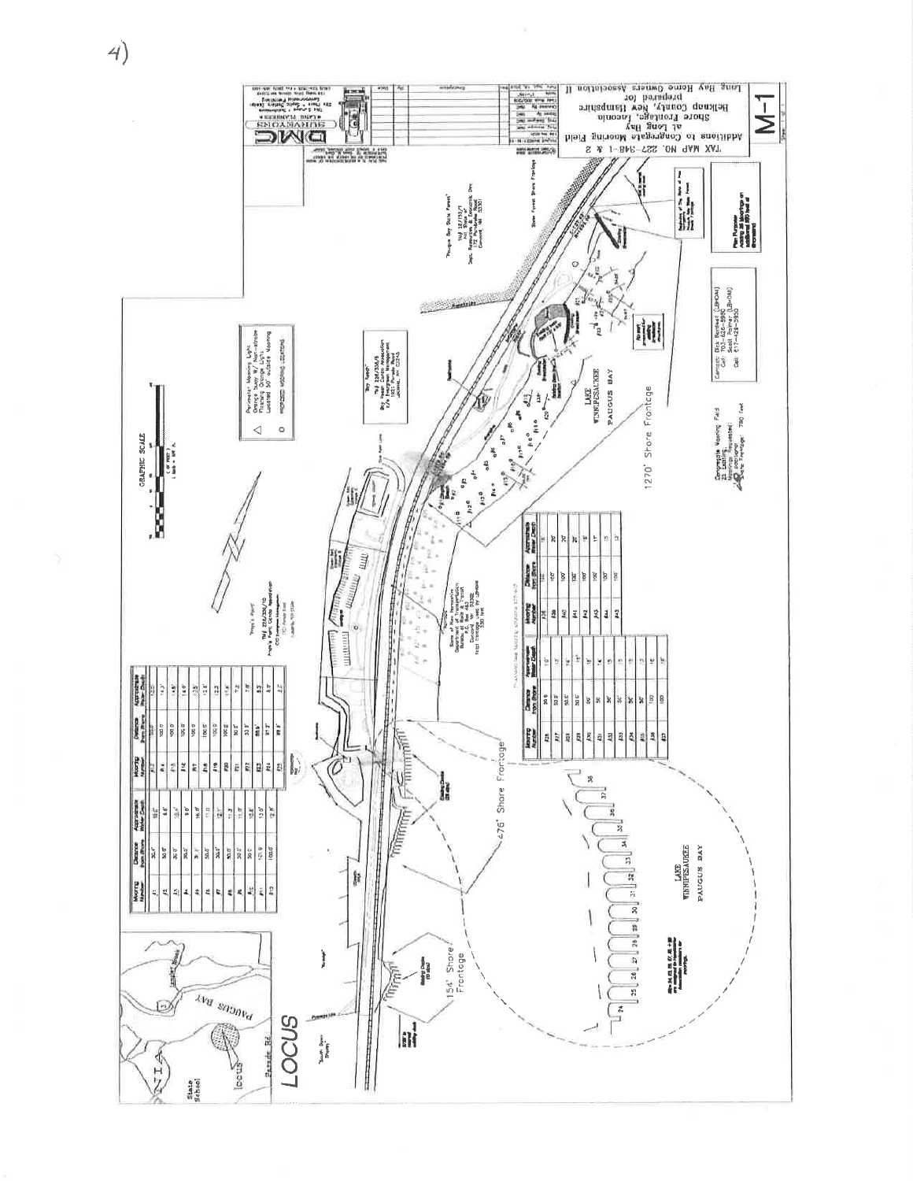4)

# Additions to Congregate Mooring Field at Long Bay

Shore Frontage, Laconia
Belknap County, New Hampshire
prepared for
Long Bay Home Owners Association II

TAX MAP NO. 227-348-1 & 2

M-1

DMC SURVEYORS

GRAPHIC SCALE

LOCUS

PAUGUS BAY

State School

Parade Rd

Perimeter Mooring Light
Orange Buoy w/ Non-strobe
Flashing Orange Light
Located 50' outside Mooring

PROPOSED MOORING LOCATIONS

"Paugus Bay State Forest"

"Bay Reach"

"Pirate's Point"

LAKE
WINNIPESAUKEE
PAUGUS BAY

1270' Shore Frontage

476' Shore Frontage

154' Shore Frontage

| Mooring Number | Distance from Shore | Approximate Water Depth |
|---|---|---|
| #26 | 30.0 | |
| #27 | 50.0 | |
| #28 | 50.0 | |
| #29 | 50.0 | |
| #30 | 50.0 | |
| #31 | 50 | |
| #32 | 50 | |
| #33 | 50 | |
| #34 | 50 | |
| #35 | 50 | |
| #36 | 100 | |
| #37 | 100 | |

| Mooring Number | Distance from Shore | Approximate Water Depth |
|---|---|---|
| #38 | 100 | |
| #39 | 100 | |
| #40 | 100 | |
| #41 | 100 | |
| #42 | 100 | |
| #43 | 100 | |
| #44 | 100 | |
| #45 | 100 | |

Contacts: Dick Bernhard (LBHOA)
Scott Palmer (LBHOA)

Plan Purpose:
Adding 38 Moorings on additional shoreland